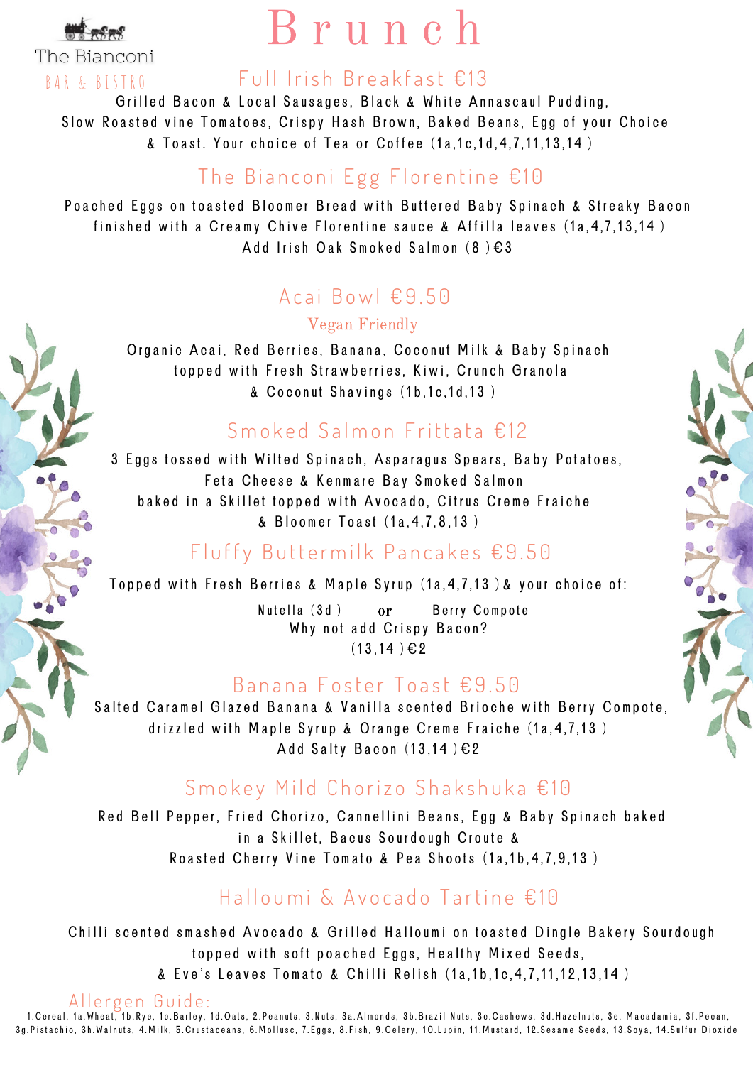The Bianconi

BAR & BISTRO

# Brunch

## Full Irish Breakfast €13

Grilled Bacon & Local Sausages, Black & White Annascaul Pudding, Slow Roasted vine Tomatoes, Crispy Hash Brown, Baked Beans, Egg of your Choice & Toast. Your choice of Tea or Coffee (1a,1c,1d,4,7,11,13,14 )

## The Bianconi Egg Florentine €10

Poached Eggs on toasted Bloomer Bread with Buttered Baby Spinach & Streaky Bacon finished with a Creamy Chive Florentine sauce & Affilla leaves (1a,4,7,13,14 )

Add Irish Oak Smoked Salmon (8 ) €3

## Acai Bowl €9.50

Vegan Friendly

Organic Acai, Red Berries, Banana, Coconut Milk & Baby Spinach topped with Fresh Strawberries, Kiwi, Crunch Granola & Coconut Shavings (1b,1c,1d,13 )

## Smoked Salmon Frittata €12

3 Eggs tossed with Wilted Spinach, Asparagus Spears, Baby Potatoes, Feta Cheese & Kenmare Bay Smoked Salmon baked in a Skillet topped with Avocado, Citrus Creme Fraiche & Bloomer Toast (1a,4,7,8,13 )

## Fluffy Buttermilk Pancakes €9.50

Topped with Fresh Berries & Maple Syrup (1a,4,7,13 ) & your choice of:

Nutella (3d ) **or** Berry Compote

Why not add Crispy Bacon? (13,14 ) €2

## Banana Foster Toast €9.50

Salted Caramel Glazed Banana & Vanilla scented Brioche with Berry Compote, drizzled with Maple Syrup & Orange Creme Fraiche (1a,4,7,13 )

Add Salty Bacon (13,14 ) €2

## Smokey Mild Chorizo Shakshuka €10

Red Bell Pepper, Fried Chorizo, Cannellini Beans, Egg & Baby Spinach baked in a Skillet, Bacus Sourdough Croute & Roasted Cherry Vine Tomato & Pea Shoots (1a,1b,4,7,9,13 )

## Halloumi & Avocado Tartine €10

Chilli scented smashed Avocado & Grilled Halloumi on toasted Dingle Bakery Sourdough topped with soft poached Eggs, Healthy Mixed Seeds, & Eve's Leaves Tomato & Chilli Relish (1a,1b,1c,4,7,11,12,13,14 )

### Allergen Guide:

1.Cereal, 1a.Wheat, 1b.Rye, 1c.Barley, 1d.Oats, 2.Peanuts, 3.Nuts, 3a.Almonds, 3b.Brazil Nuts, 3c.Cashews, 3d.Hazelnuts, 3e. Macadamia, 3f.Pecan, 3g.Pistachio, 3h.Walnuts, 4.Milk, 5.Crustaceans, 6.Mollusc, 7.Eggs, 8.Fish, 9.Celery, 10.Lupin, 11.Mustard, 12.Sesame Seeds, 13.Soya, 14.Sulfur Dioxide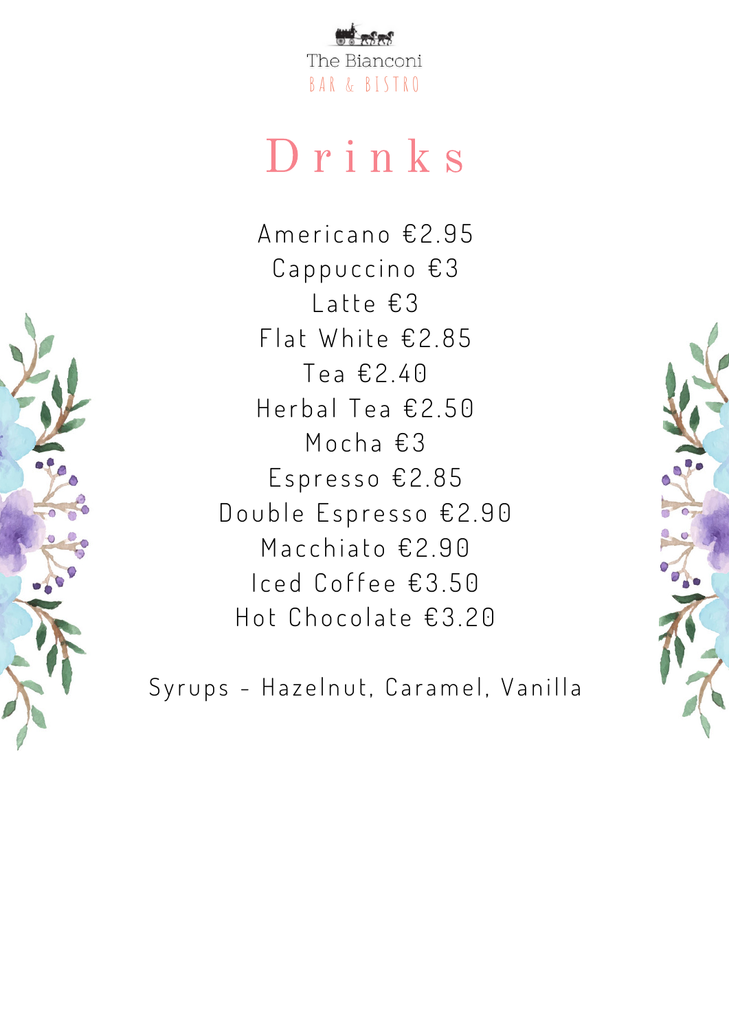The Bianconi

BAR & BISTRO

# Drinks

Americano €2.95

Cappuccino €3

Latte €3

Flat White €2.85

Tea €2.40

Herbal Tea €2.50

Mocha €3

Espresso €2.85

Double Espresso €2.90

Macchiato €2.90

Iced Coffee €3.50

Hot Chocolate €3.20

Syrups - Hazelnut, Caramel, Vanilla